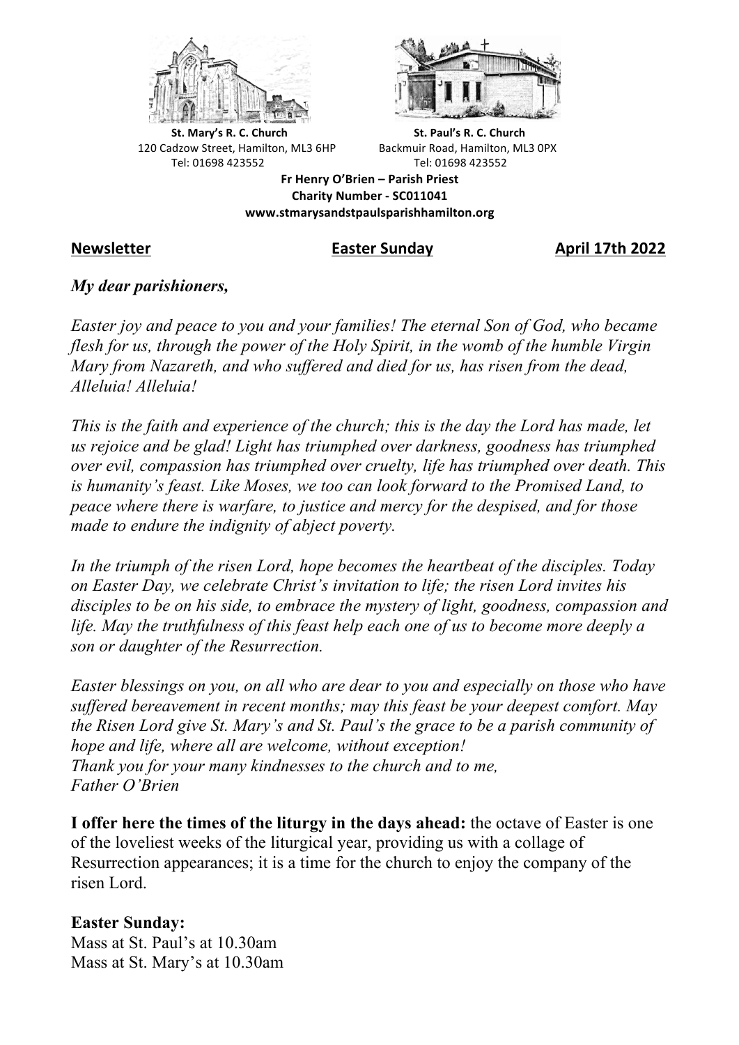**St. Mary's R. C. Church**
120 Cadzow Street, Hamilton, ML3 6HP
Tel: 01698 423552

**St. Paul's R. C. Church**
Backmuir Road, Hamilton, ML3 0PX
Tel: 01698 423552

**Fr Henry O'Brien – Parish Priest**
**Charity Number - SC011041**
**www.stmarysandstpaulsparishhamilton.org**

**Newsletter** **Easter Sunday** **April 17th 2022**

***My dear parishioners,***

*Easter joy and peace to you and your families! The eternal Son of God, who became flesh for us, through the power of the Holy Spirit, in the womb of the humble Virgin Mary from Nazareth, and who suffered and died for us, has risen from the dead, Alleluia! Alleluia!*

*This is the faith and experience of the church; this is the day the Lord has made, let us rejoice and be glad! Light has triumphed over darkness, goodness has triumphed over evil, compassion has triumphed over cruelty, life has triumphed over death. This is humanity's feast. Like Moses, we too can look forward to the Promised Land, to peace where there is warfare, to justice and mercy for the despised, and for those made to endure the indignity of abject poverty.*

*In the triumph of the risen Lord, hope becomes the heartbeat of the disciples. Today on Easter Day, we celebrate Christ's invitation to life; the risen Lord invites his disciples to be on his side, to embrace the mystery of light, goodness, compassion and life. May the truthfulness of this feast help each one of us to become more deeply a son or daughter of the Resurrection.*

*Easter blessings on you, on all who are dear to you and especially on those who have suffered bereavement in recent months; may this feast be your deepest comfort. May the Risen Lord give St. Mary's and St. Paul's the grace to be a parish community of hope and life, where all are welcome, without exception!*
*Thank you for your many kindnesses to the church and to me,*
*Father O'Brien*

**I offer here the times of the liturgy in the days ahead:** the octave of Easter is one of the loveliest weeks of the liturgical year, providing us with a collage of Resurrection appearances; it is a time for the church to enjoy the company of the risen Lord.

**Easter Sunday:**
Mass at St. Paul's at 10.30am
Mass at St. Mary's at 10.30am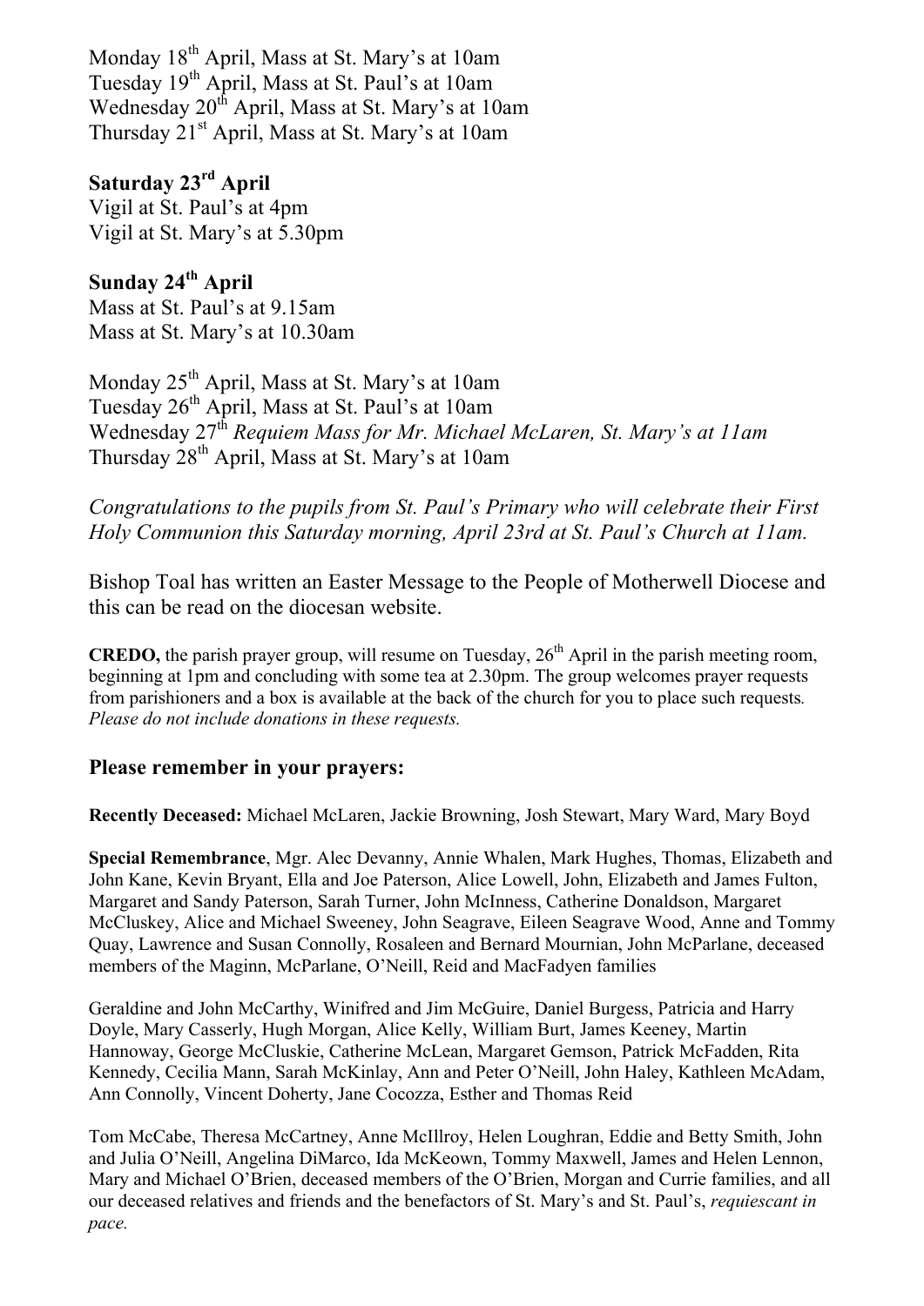Monday 18th April, Mass at St. Mary's at 10am
Tuesday 19th April, Mass at St. Paul's at 10am
Wednesday 20th April, Mass at St. Mary's at 10am
Thursday 21st April, Mass at St. Mary's at 10am

**Saturday 23rd April**
Vigil at St. Paul's at 4pm
Vigil at St. Mary's at 5.30pm

**Sunday 24th April**
Mass at St. Paul's at 9.15am
Mass at St. Mary's at 10.30am

Monday 25th April, Mass at St. Mary's at 10am
Tuesday 26th April, Mass at St. Paul's at 10am
Wednesday 27th *Requiem Mass for Mr. Michael McLaren, St. Mary's at 11am*
Thursday 28th April, Mass at St. Mary's at 10am

*Congratulations to the pupils from St. Paul's Primary who will celebrate their First Holy Communion this Saturday morning, April 23rd at St. Paul's Church at 11am.*

Bishop Toal has written an Easter Message to the People of Motherwell Diocese and this can be read on the diocesan website.

**CREDO,** the parish prayer group, will resume on Tuesday, 26th April in the parish meeting room, beginning at 1pm and concluding with some tea at 2.30pm. The group welcomes prayer requests from parishioners and a box is available at the back of the church for you to place such requests. *Please do not include donations in these requests.*

## Please remember in your prayers:

**Recently Deceased:** Michael McLaren, Jackie Browning, Josh Stewart, Mary Ward, Mary Boyd

**Special Remembrance**, Mgr. Alec Devanny, Annie Whalen, Mark Hughes, Thomas, Elizabeth and John Kane, Kevin Bryant, Ella and Joe Paterson, Alice Lowell, John, Elizabeth and James Fulton, Margaret and Sandy Paterson, Sarah Turner, John McInness, Catherine Donaldson, Margaret McCluskey, Alice and Michael Sweeney, John Seagrave, Eileen Seagrave Wood, Anne and Tommy Quay, Lawrence and Susan Connolly, Rosaleen and Bernard Mournian, John McParlane, deceased members of the Maginn, McParlane, O'Neill, Reid and MacFadyen families

Geraldine and John McCarthy, Winifred and Jim McGuire, Daniel Burgess, Patricia and Harry Doyle, Mary Casserly, Hugh Morgan, Alice Kelly, William Burt, James Keeney, Martin Hannoway, George McCluskie, Catherine McLean, Margaret Gemson, Patrick McFadden, Rita Kennedy, Cecilia Mann, Sarah McKinlay, Ann and Peter O'Neill, John Haley, Kathleen McAdam, Ann Connolly, Vincent Doherty, Jane Cocozza, Esther and Thomas Reid

Tom McCabe, Theresa McCartney, Anne McIllroy, Helen Loughran, Eddie and Betty Smith, John and Julia O'Neill, Angelina DiMarco, Ida McKeown, Tommy Maxwell, James and Helen Lennon, Mary and Michael O'Brien, deceased members of the O'Brien, Morgan and Currie families, and all our deceased relatives and friends and the benefactors of St. Mary's and St. Paul's, *requiescant in pace.*